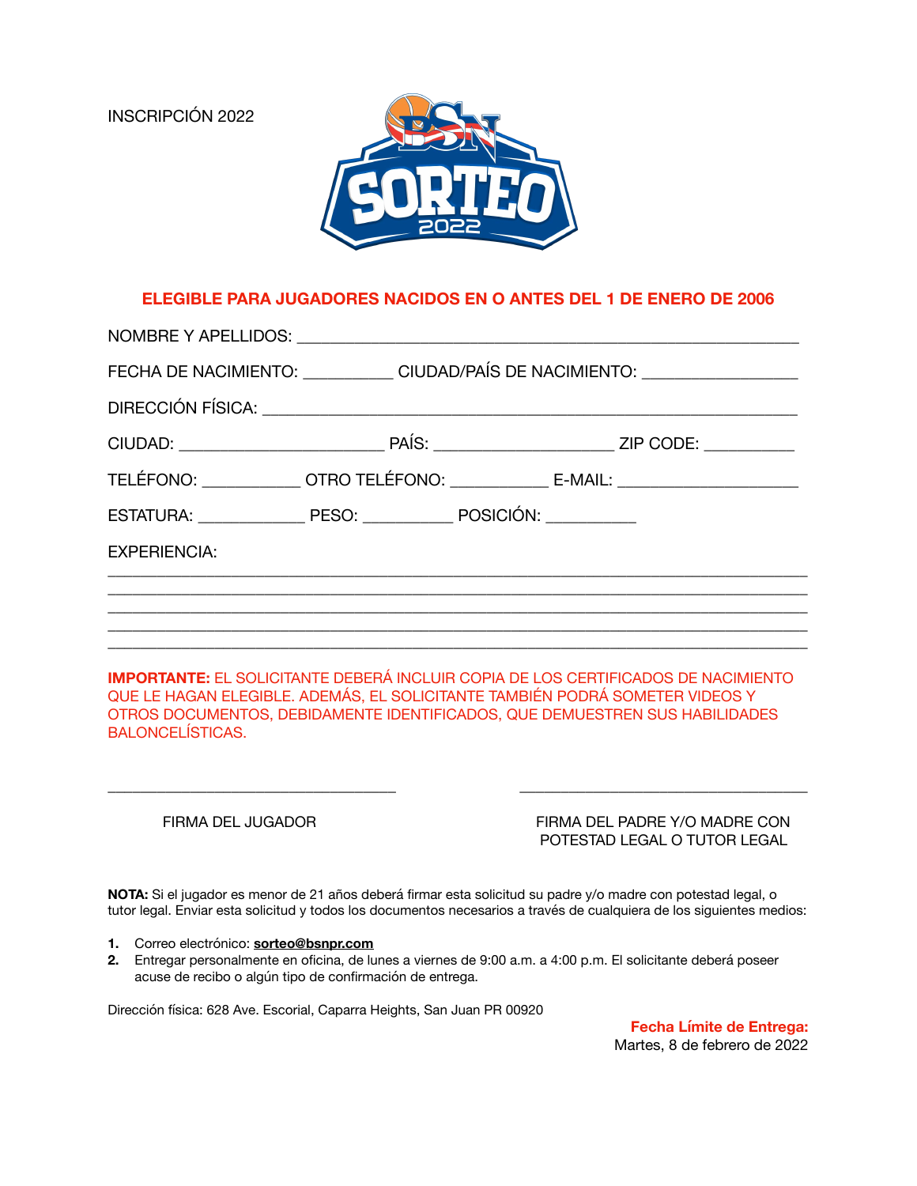INSCRIPCIÓN 2022

BSN SORTEO 2022

**ELEGIBLE PARA JUGADORES NACIDOS EN O ANTES DEL 1 DE ENERO DE 2006**

NOMBRE Y APELLIDOS: ______________________________________________

FECHA DE NACIMIENTO: __________ CIUDAD/PAÍS DE NACIMIENTO: _________________

DIRECCIÓN FÍSICA: ______________________________________________

CIUDAD: ______________________ PAÍS: ___________________ ZIP CODE: __________

TELÉFONO: ___________ OTRO TELÉFONO: ___________ E-MAIL: ____________________

ESTATURA: ____________ PESO: __________ POSICIÓN: __________

EXPERIENCIA:

______________________________________________________________________

______________________________________________________________________

______________________________________________________________________

______________________________________________________________________

______________________________________________________________________

**IMPORTANTE:** EL SOLICITANTE DEBERÁ INCLUIR COPIA DE LOS CERTIFICADOS DE NACIMIENTO QUE LE HAGAN ELEGIBLE. ADEMÁS, EL SOLICITANTE TAMBIÉN PODRÁ SOMETER VIDEOS Y OTROS DOCUMENTOS, DEBIDAMENTE IDENTIFICADOS, QUE DEMUESTREN SUS HABILIDADES BALONCELÍSTICAS.

_________________________________ FIRMA DEL JUGADOR

_________________________________ FIRMA DEL PADRE Y/O MADRE CON POTESTAD LEGAL O TUTOR LEGAL

**NOTA:** Si el jugador es menor de 21 años deberá firmar esta solicitud su padre y/o madre con potestad legal, o tutor legal. Enviar esta solicitud y todos los documentos necesarios a través de cualquiera de los siguientes medios:

1. Correo electrónico: **sorteo@bsnpr.com**
2. Entregar personalmente en oficina, de lunes a viernes de 9:00 a.m. a 4:00 p.m. El solicitante deberá poseer acuse de recibo o algún tipo de confirmación de entrega.

Dirección física: 628 Ave. Escorial, Caparra Heights, San Juan PR 00920

**Fecha Límite de Entrega:**
Martes, 8 de febrero de 2022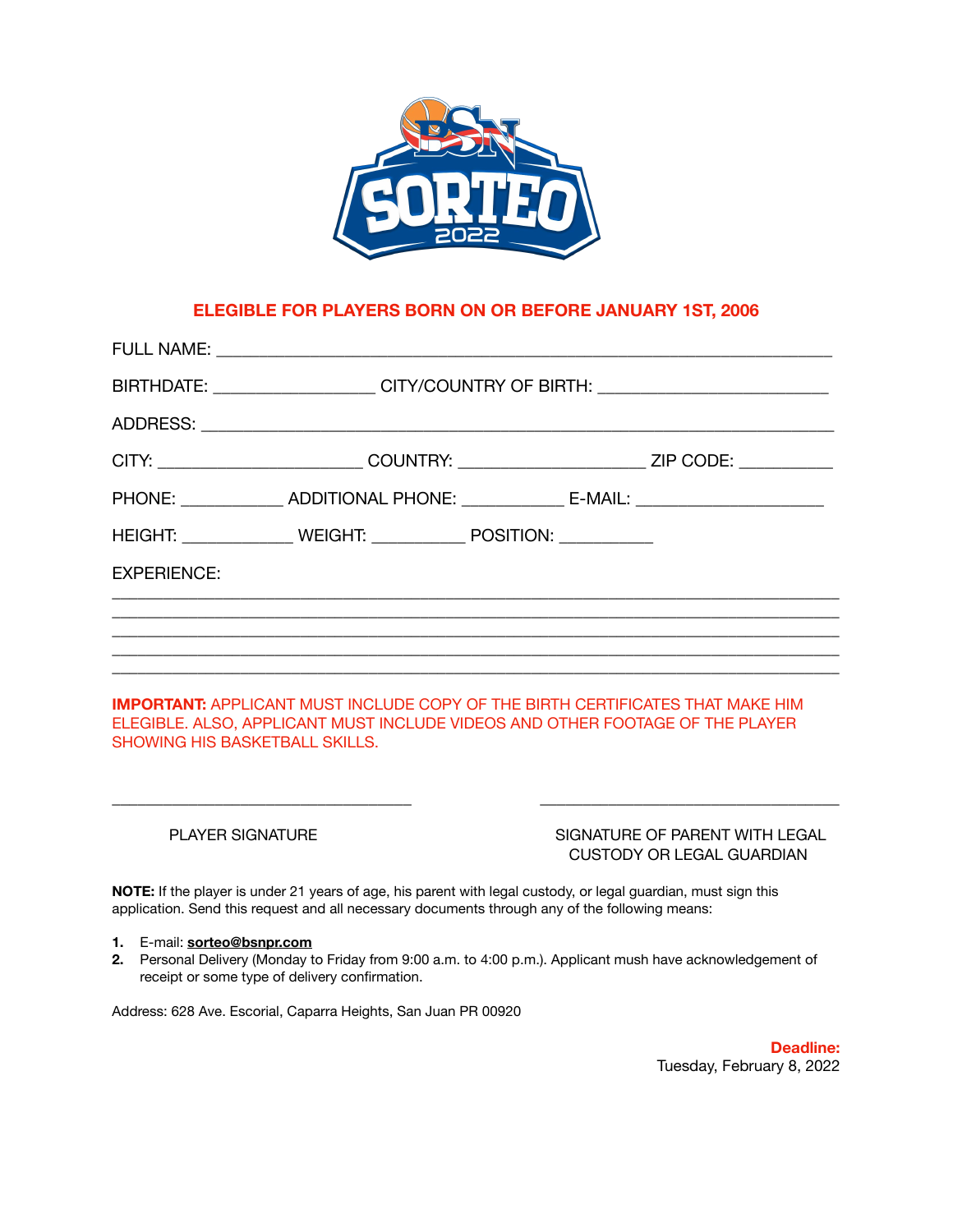BSN SORTEO 2022

**ELEGIBLE FOR PLAYERS BORN ON OR BEFORE JANUARY 1ST, 2006**

FULL NAME: ______________________________________________________________

BIRTHDATE: _________________ CITY/COUNTRY OF BIRTH: ________________________

ADDRESS: _______________________________________________________________

CITY: ______________________ COUNTRY: ___________________ ZIP CODE: __________

PHONE: ___________ ADDITIONAL PHONE: ___________ E-MAIL: ____________________

HEIGHT: ____________ WEIGHT: __________ POSITION: __________

EXPERIENCE:

___________________________________________________________________________

___________________________________________________________________________

___________________________________________________________________________

___________________________________________________________________________

___________________________________________________________________________

**IMPORTANT:** APPLICANT MUST INCLUDE COPY OF THE BIRTH CERTIFICATES THAT MAKE HIM ELEGIBLE. ALSO, APPLICANT MUST INCLUDE VIDEOS AND OTHER FOOTAGE OF THE PLAYER SHOWING HIS BASKETBALL SKILLS.

________________________________ ________________________________

PLAYER SIGNATURE

SIGNATURE OF PARENT WITH LEGAL CUSTODY OR LEGAL GUARDIAN

**NOTE:** If the player is under 21 years of age, his parent with legal custody, or legal guardian, must sign this application. Send this request and all necessary documents through any of the following means:

1. E-mail: **sorteo@bsnpr.com**
2. Personal Delivery (Monday to Friday from 9:00 a.m. to 4:00 p.m.). Applicant mush have acknowledgement of receipt or some type of delivery confirmation.

Address: 628 Ave. Escorial, Caparra Heights, San Juan PR 00920

**Deadline:**
Tuesday, February 8, 2022